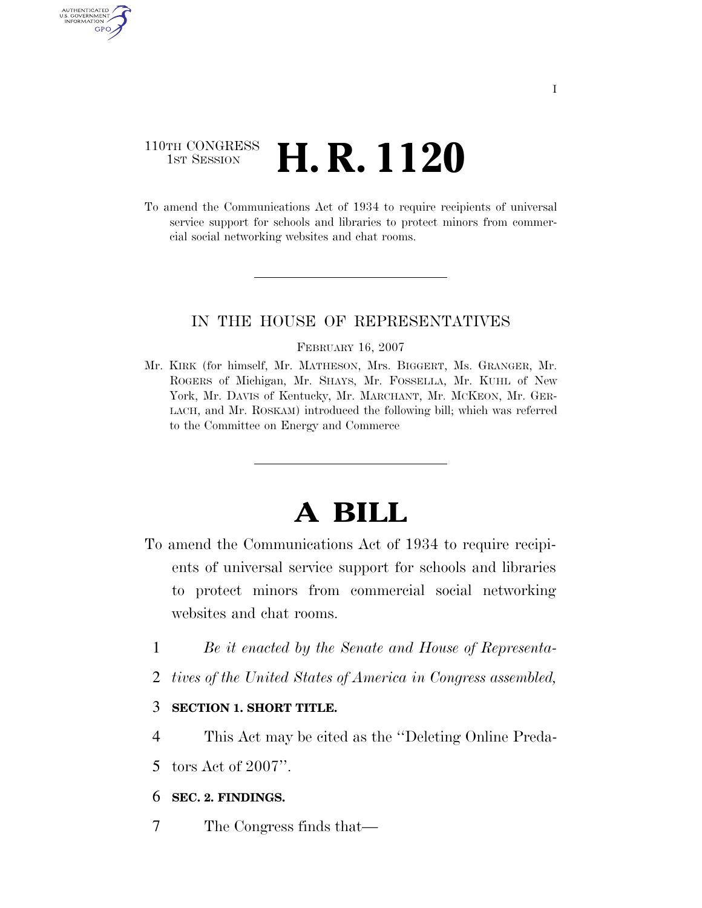110TH CONGRESS
1ST SESSION

# H. R. 1120

To amend the Communications Act of 1934 to require recipients of universal service support for schools and libraries to protect minors from commercial social networking websites and chat rooms.

IN THE HOUSE OF REPRESENTATIVES

FEBRUARY 16, 2007

Mr. KIRK (for himself, Mr. MATHESON, Mrs. BIGGERT, Ms. GRANGER, Mr. ROGERS of Michigan, Mr. SHAYS, Mr. FOSSELLA, Mr. KUHL of New York, Mr. DAVIS of Kentucky, Mr. MARCHANT, Mr. MCKEON, Mr. GERLACH, and Mr. ROSKAM) introduced the following bill; which was referred to the Committee on Energy and Commerce

# A BILL

To amend the Communications Act of 1934 to require recipients of universal service support for schools and libraries to protect minors from commercial social networking websites and chat rooms.

1 *Be it enacted by the Senate and House of Representa-*
2 *tives of the United States of America in Congress assembled,*

3 **SECTION 1. SHORT TITLE.**

4 This Act may be cited as the ''Deleting Online Preda-
5 tors Act of 2007''.

6 **SEC. 2. FINDINGS.**

7 The Congress finds that—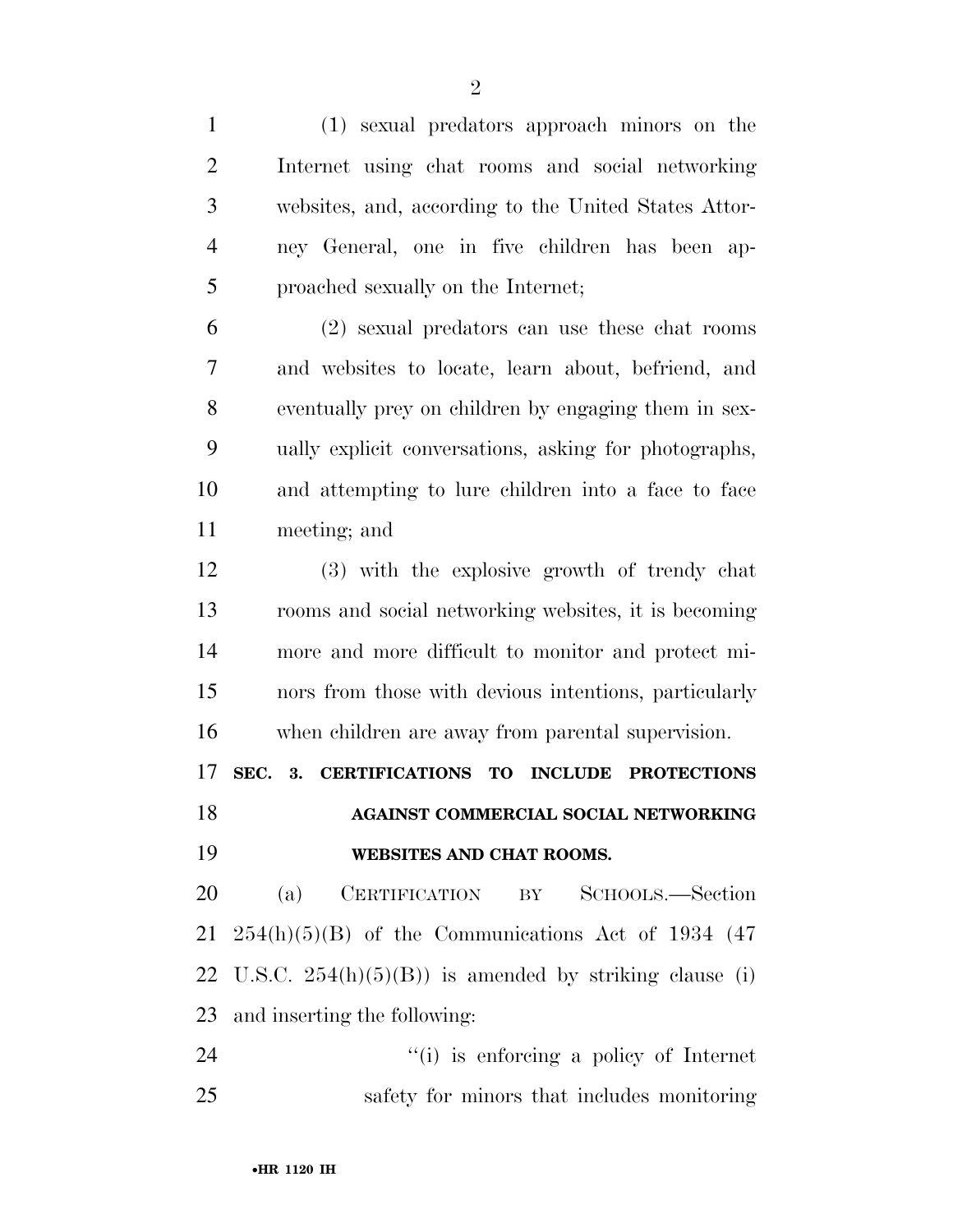(1) sexual predators approach minors on the Internet using chat rooms and social networking websites, and, according to the United States Attorney General, one in five children has been approached sexually on the Internet;

(2) sexual predators can use these chat rooms and websites to locate, learn about, befriend, and eventually prey on children by engaging them in sexually explicit conversations, asking for photographs, and attempting to lure children into a face to face meeting; and

(3) with the explosive growth of trendy chat rooms and social networking websites, it is becoming more and more difficult to monitor and protect minors from those with devious intentions, particularly when children are away from parental supervision.

**SEC. 3. CERTIFICATIONS TO INCLUDE PROTECTIONS AGAINST COMMERCIAL SOCIAL NETWORKING WEBSITES AND CHAT ROOMS.**

(a) CERTIFICATION BY SCHOOLS.—Section 254(h)(5)(B) of the Communications Act of 1934 (47 U.S.C. 254(h)(5)(B)) is amended by striking clause (i) and inserting the following:

''(i) is enforcing a policy of Internet safety for minors that includes monitoring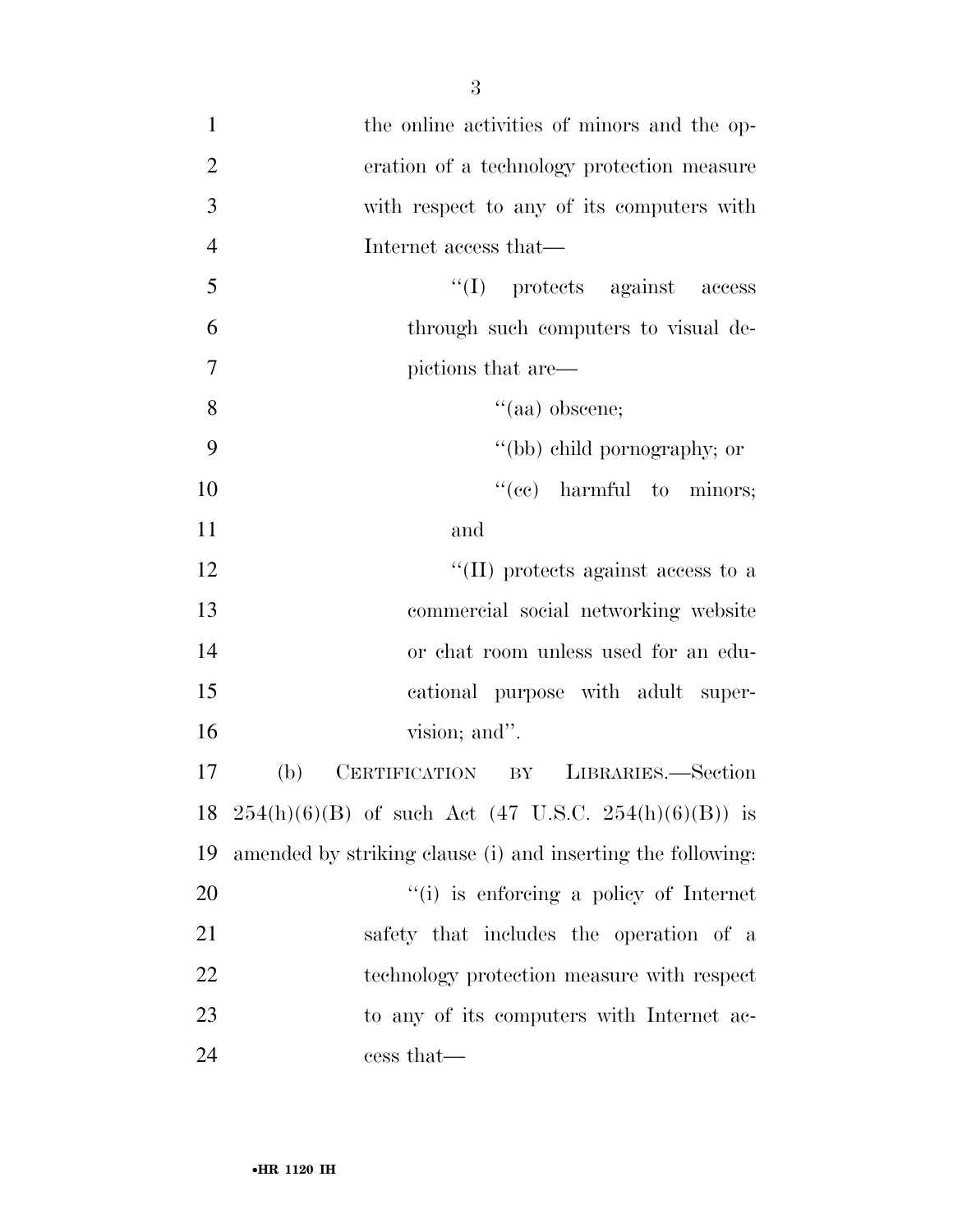the online activities of minors and the operation of a technology protection measure with respect to any of its computers with Internet access that—

"(I) protects against access through such computers to visual depictions that are—

"(aa) obscene;

"(bb) child pornography; or

"(cc) harmful to minors; and

"(II) protects against access to a commercial social networking website or chat room unless used for an educational purpose with adult supervision; and".

(b) CERTIFICATION BY LIBRARIES.—Section 254(h)(6)(B) of such Act (47 U.S.C. 254(h)(6)(B)) is amended by striking clause (i) and inserting the following:

"(i) is enforcing a policy of Internet safety that includes the operation of a technology protection measure with respect to any of its computers with Internet access that—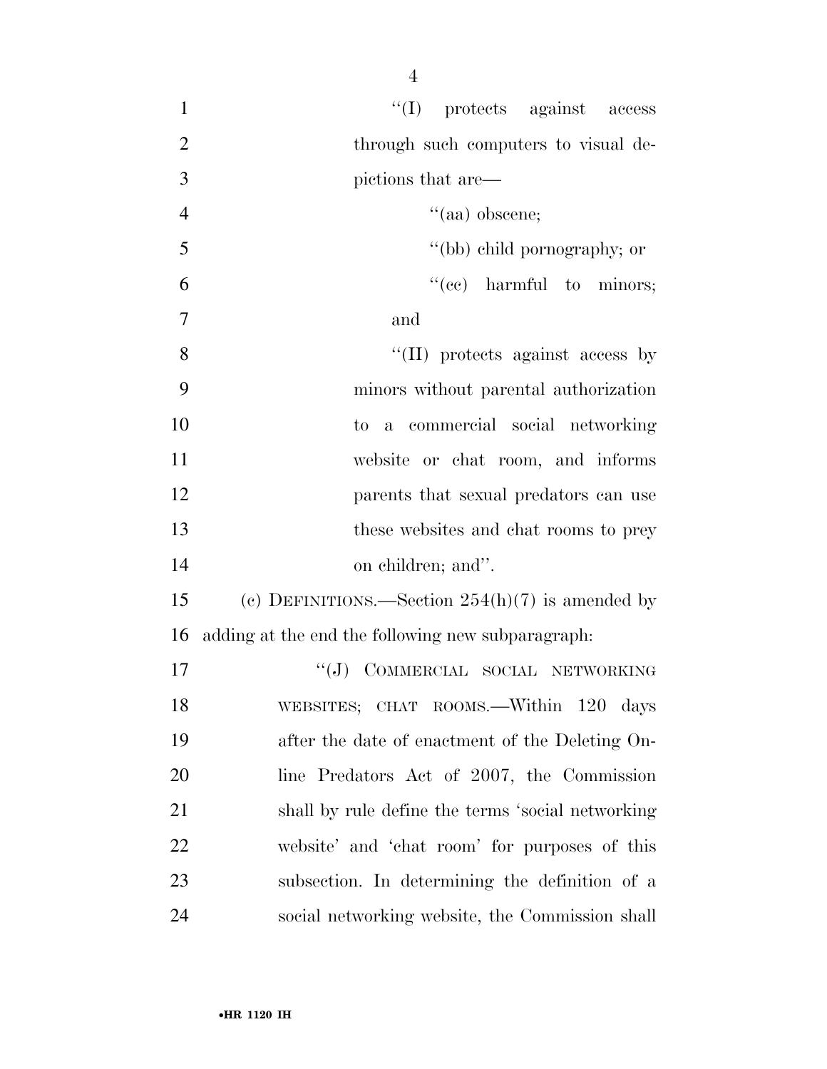"(I) protects against access through such computers to visual depictions that are—

"(aa) obscene;

"(bb) child pornography; or

"(cc) harmful to minors; and

"(II) protects against access by minors without parental authorization to a commercial social networking website or chat room, and informs parents that sexual predators can use these websites and chat rooms to prey on children; and".

(c) DEFINITIONS.—Section 254(h)(7) is amended by adding at the end the following new subparagraph:

"(J) COMMERCIAL SOCIAL NETWORKING WEBSITES; CHAT ROOMS.—Within 120 days after the date of enactment of the Deleting Online Predators Act of 2007, the Commission shall by rule define the terms 'social networking website' and 'chat room' for purposes of this subsection. In determining the definition of a social networking website, the Commission shall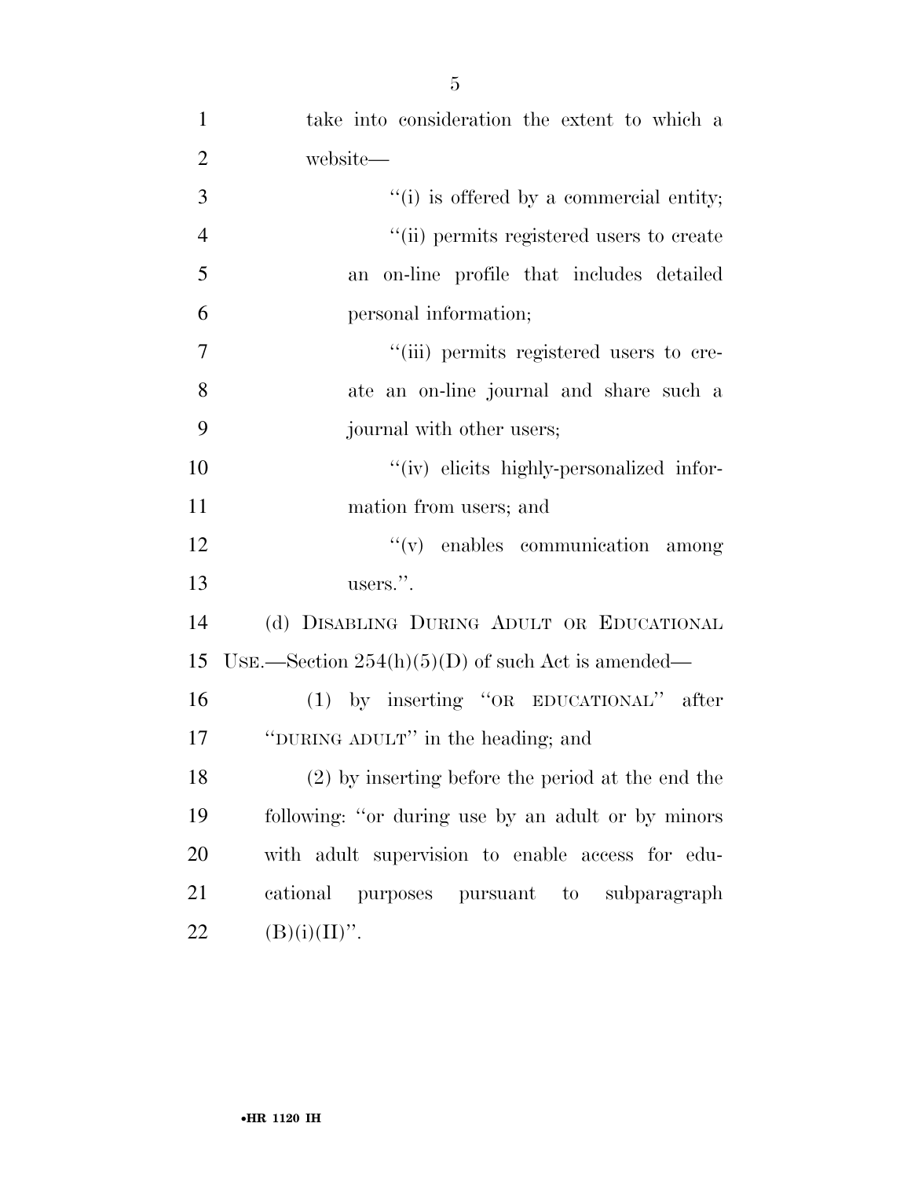take into consideration the extent to which a website—

''(i) is offered by a commercial entity;

''(ii) permits registered users to create an on-line profile that includes detailed personal information;

''(iii) permits registered users to create an on-line journal and share such a journal with other users;

''(iv) elicits highly-personalized information from users; and

''(v) enables communication among users.''.

(d) DISABLING DURING ADULT OR EDUCATIONAL USE.—Section 254(h)(5)(D) of such Act is amended—

(1) by inserting ''OR EDUCATIONAL'' after ''DURING ADULT'' in the heading; and

(2) by inserting before the period at the end the following: ''or during use by an adult or by minors with adult supervision to enable access for educational purposes pursuant to subparagraph (B)(i)(II)''.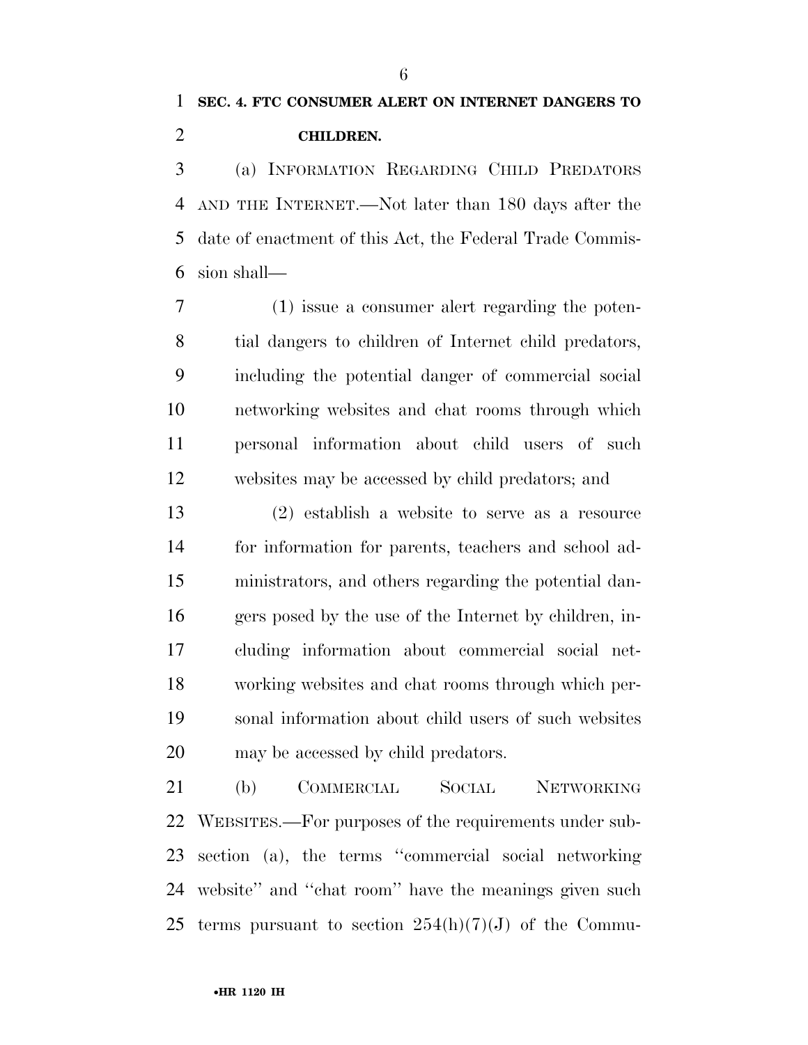**SEC. 4. FTC CONSUMER ALERT ON INTERNET DANGERS TO CHILDREN.**

(a) INFORMATION REGARDING CHILD PREDATORS AND THE INTERNET.—Not later than 180 days after the date of enactment of this Act, the Federal Trade Commission shall—

(1) issue a consumer alert regarding the potential dangers to children of Internet child predators, including the potential danger of commercial social networking websites and chat rooms through which personal information about child users of such websites may be accessed by child predators; and

(2) establish a website to serve as a resource for information for parents, teachers and school administrators, and others regarding the potential dangers posed by the use of the Internet by children, including information about commercial social networking websites and chat rooms through which personal information about child users of such websites may be accessed by child predators.

(b) COMMERCIAL SOCIAL NETWORKING WEBSITES.—For purposes of the requirements under subsection (a), the terms ''commercial social networking website'' and ''chat room'' have the meanings given such terms pursuant to section 254(h)(7)(J) of the Commu-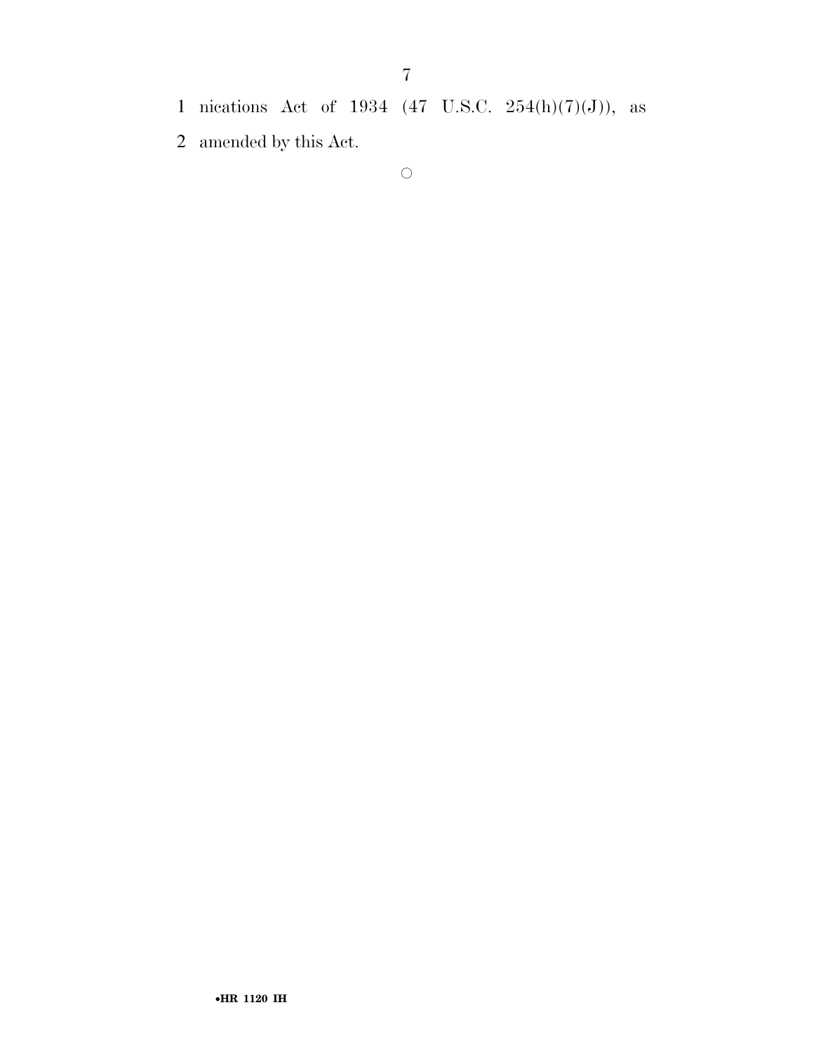nications Act of 1934 (47 U.S.C. 254(h)(7)(J)), as amended by this Act.

○